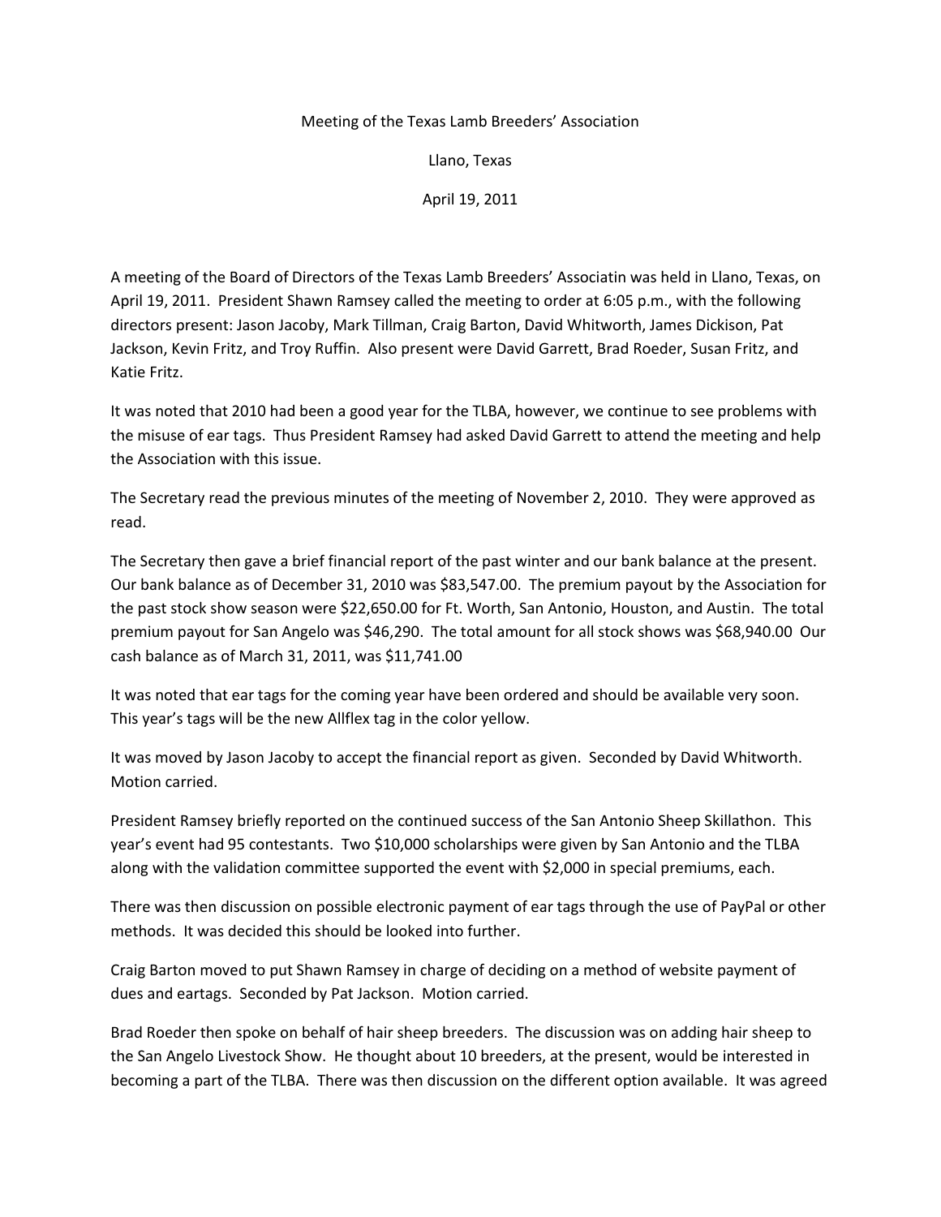Meeting of the Texas Lamb Breeders' Association

Llano, Texas

April 19, 2011

A meeting of the Board of Directors of the Texas Lamb Breeders' Associatin was held in Llano, Texas, on April 19, 2011. President Shawn Ramsey called the meeting to order at 6:05 p.m., with the following directors present: Jason Jacoby, Mark Tillman, Craig Barton, David Whitworth, James Dickison, Pat Jackson, Kevin Fritz, and Troy Ruffin. Also present were David Garrett, Brad Roeder, Susan Fritz, and Katie Fritz.

It was noted that 2010 had been a good year for the TLBA, however, we continue to see problems with the misuse of ear tags. Thus President Ramsey had asked David Garrett to attend the meeting and help the Association with this issue.

The Secretary read the previous minutes of the meeting of November 2, 2010. They were approved as read.

The Secretary then gave a brief financial report of the past winter and our bank balance at the present. Our bank balance as of December 31, 2010 was $83,547.00. The premium payout by the Association for the past stock show season were $22,650.00 for Ft. Worth, San Antonio, Houston, and Austin. The total premium payout for San Angelo was $46,290. The total amount for all stock shows was $68,940.00 Our cash balance as of March 31, 2011, was $11,741.00

It was noted that ear tags for the coming year have been ordered and should be available very soon. This year's tags will be the new Allflex tag in the color yellow.

It was moved by Jason Jacoby to accept the financial report as given. Seconded by David Whitworth. Motion carried.

President Ramsey briefly reported on the continued success of the San Antonio Sheep Skillathon. This year's event had 95 contestants. Two $10,000 scholarships were given by San Antonio and the TLBA along with the validation committee supported the event with $2,000 in special premiums, each.

There was then discussion on possible electronic payment of ear tags through the use of PayPal or other methods. It was decided this should be looked into further.

Craig Barton moved to put Shawn Ramsey in charge of deciding on a method of website payment of dues and eartags. Seconded by Pat Jackson. Motion carried.

Brad Roeder then spoke on behalf of hair sheep breeders. The discussion was on adding hair sheep to the San Angelo Livestock Show. He thought about 10 breeders, at the present, would be interested in becoming a part of the TLBA. There was then discussion on the different option available. It was agreed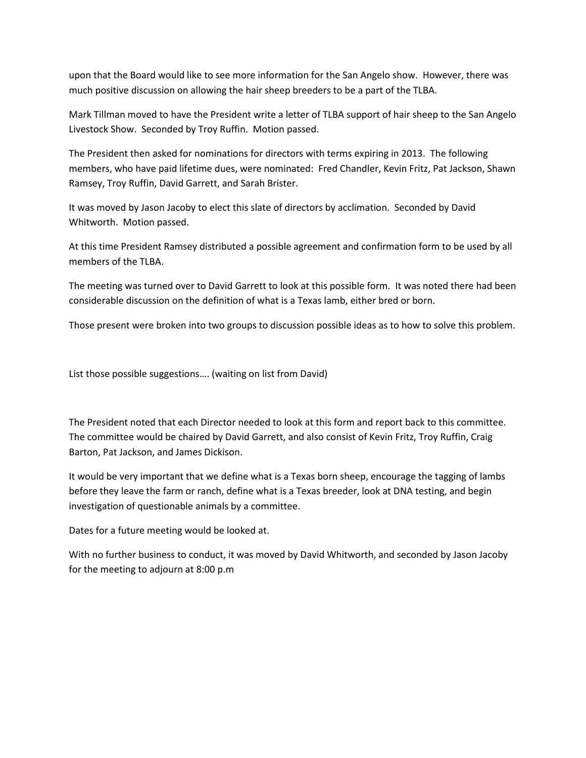upon that the Board would like to see more information for the San Angelo show. However, there was much positive discussion on allowing the hair sheep breeders to be a part of the TLBA.

Mark Tillman moved to have the President write a letter of TLBA support of hair sheep to the San Angelo Livestock Show. Seconded by Troy Ruffin. Motion passed.

The President then asked for nominations for directors with terms expiring in 2013. The following members, who have paid lifetime dues, were nominated: Fred Chandler, Kevin Fritz, Pat Jackson, Shawn Ramsey, Troy Ruffin, David Garrett, and Sarah Brister.

It was moved by Jason Jacoby to elect this slate of directors by acclimation. Seconded by David Whitworth. Motion passed.

At this time President Ramsey distributed a possible agreement and confirmation form to be used by all members of the TLBA.

The meeting was turned over to David Garrett to look at this possible form. It was noted there had been considerable discussion on the definition of what is a Texas lamb, either bred or born.

Those present were broken into two groups to discussion possible ideas as to how to solve this problem.

List those possible suggestions…. (waiting on list from David)

The President noted that each Director needed to look at this form and report back to this committee. The committee would be chaired by David Garrett, and also consist of Kevin Fritz, Troy Ruffin, Craig Barton, Pat Jackson, and James Dickison.

It would be very important that we define what is a Texas born sheep, encourage the tagging of lambs before they leave the farm or ranch, define what is a Texas breeder, look at DNA testing, and begin investigation of questionable animals by a committee.

Dates for a future meeting would be looked at.

With no further business to conduct, it was moved by David Whitworth, and seconded by Jason Jacoby for the meeting to adjourn at 8:00 p.m